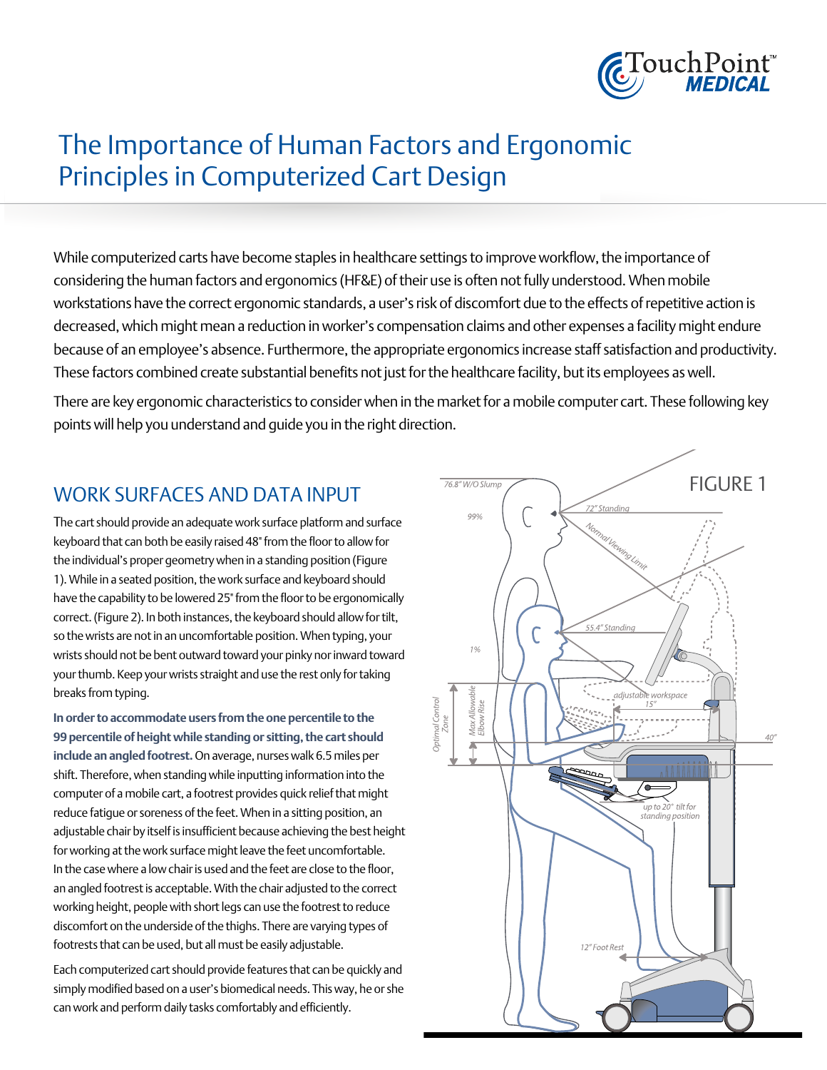# The Importance of Human Factors and Ergonomic Principles in Computerized Cart Design

While computerized carts have become staples in healthcare settings to improve workflow, the importance of considering the human factors and ergonomics (HF&E) of their use is often not fully understood. When mobile workstations have the correct ergonomic standards, a user's risk of discomfort due to the effects of repetitive action is decreased, which might mean a reduction in worker's compensation claims and other expenses a facility might endure because of an employee's absence. Furthermore, the appropriate ergonomics increase staff satisfaction and productivity. These factors combined create substantial benefits not just for the healthcare facility, but its employees as well.

There are key ergonomic characteristics to consider when in the market for a mobile computer cart. These following key points will help you understand and guide you in the right direction.

## WORK SURFACES AND DATA INPUT

The cart should provide an adequate work surface platform and surface keyboard that can both be easily raised 48" from the floor to allow for the individual's proper geometry when in a standing position (Figure 1). While in a seated position, the work surface and keyboard should have the capability to be lowered 25" from the floor to be ergonomically correct. (Figure 2). In both instances, the keyboard should allow for tilt, so the wrists are not in an uncomfortable position. When typing, your wrists should not be bent outward toward your pinky nor inward toward your thumb. Keep your wrists straight and use the rest only for taking breaks from typing.

**In order to accommodate users from the one percentile to the 99 percentile of height while standing or sitting, the cart should include an angled footrest.** On average, nurses walk 6.5 miles per shift. Therefore, when standing while inputting information into the computer of a mobile cart, a footrest provides quick relief that might reduce fatigue or soreness of the feet. When in a sitting position, an adjustable chair by itself is insufficient because achieving the best height for working at the work surface might leave the feet uncomfortable. In the case where a low chair is used and the feet are close to the floor, an angled footrest is acceptable. With the chair adjusted to the correct working height, people with short legs can use the footrest to reduce discomfort on the underside of the thighs. There are varying types of footrests that can be used, but all must be easily adjustable.

Each computerized cart should provide features that can be quickly and simply modified based on a user's biomedical needs. This way, he or she can work and perform daily tasks comfortably and efficiently.

FIGURE 1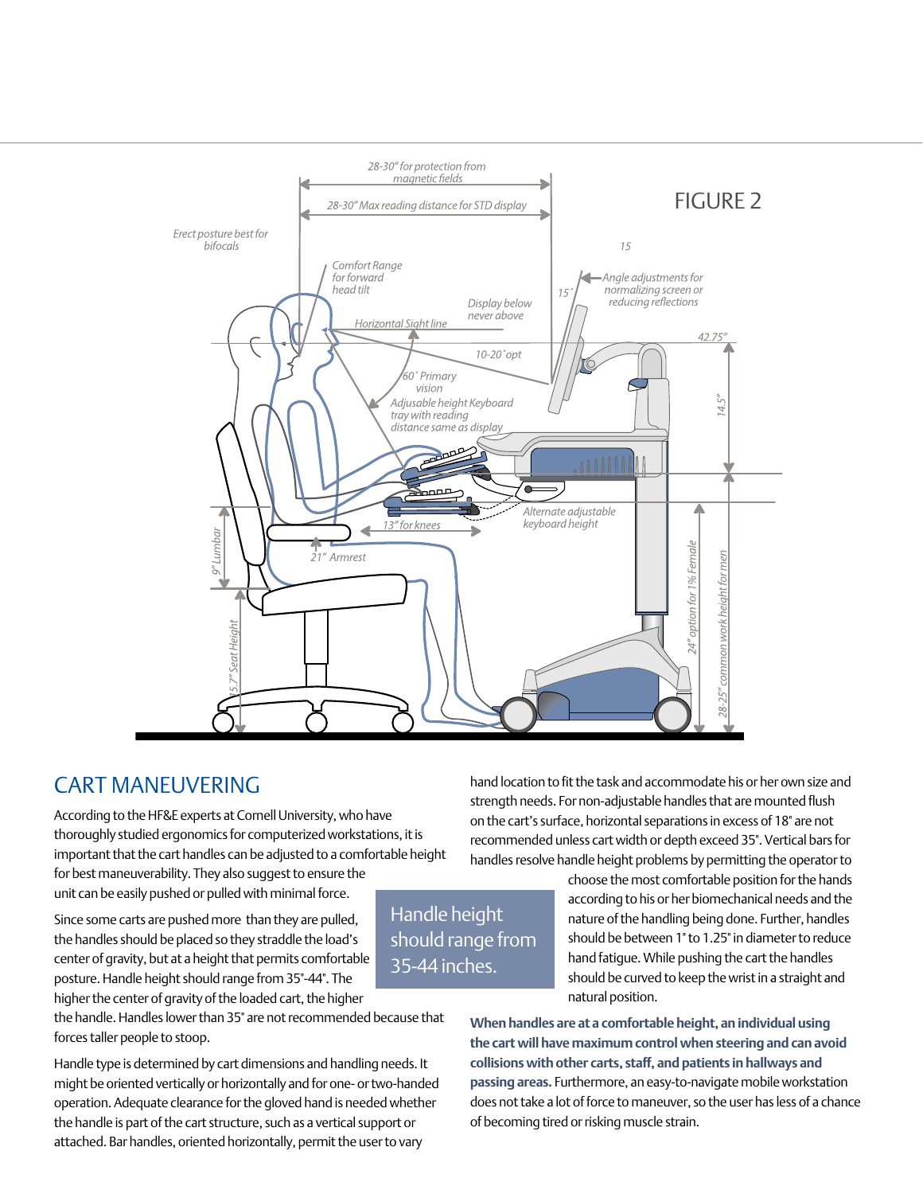FIGURE 2

## CART MANEUVERING

According to the HF&E experts at Cornell University, who have thoroughly studied ergonomics for computerized workstations, it is important that the cart handles can be adjusted to a comfortable height for best maneuverability. They also suggest to ensure the unit can be easily pushed or pulled with minimal force.

Since some carts are pushed more than they are pulled, the handles should be placed so they straddle the load's center of gravity, but at a height that permits comfortable posture. Handle height should range from 35"-44". The higher the center of gravity of the loaded cart, the higher the handle. Handles lower than 35" are not recommended because that forces taller people to stoop.

Handle height should range from 35-44 inches.

Handle type is determined by cart dimensions and handling needs. It might be oriented vertically or horizontally and for one- or two-handed operation. Adequate clearance for the gloved hand is needed whether the handle is part of the cart structure, such as a vertical support or attached. Bar handles, oriented horizontally, permit the user to vary hand location to fit the task and accommodate his or her own size and strength needs. For non-adjustable handles that are mounted flush on the cart's surface, horizontal separations in excess of 18" are not recommended unless cart width or depth exceed 35". Vertical bars for handles resolve handle height problems by permitting the operator to choose the most comfortable position for the hands according to his or her biomechanical needs and the nature of the handling being done. Further, handles should be between 1" to 1.25" in diameter to reduce hand fatigue. While pushing the cart the handles should be curved to keep the wrist in a straight and natural position.

**When handles are at a comfortable height, an individual using the cart will have maximum control when steering and can avoid collisions with other carts, staff, and patients in hallways and passing areas.** Furthermore, an easy-to-navigate mobile workstation does not take a lot of force to maneuver, so the user has less of a chance of becoming tired or risking muscle strain.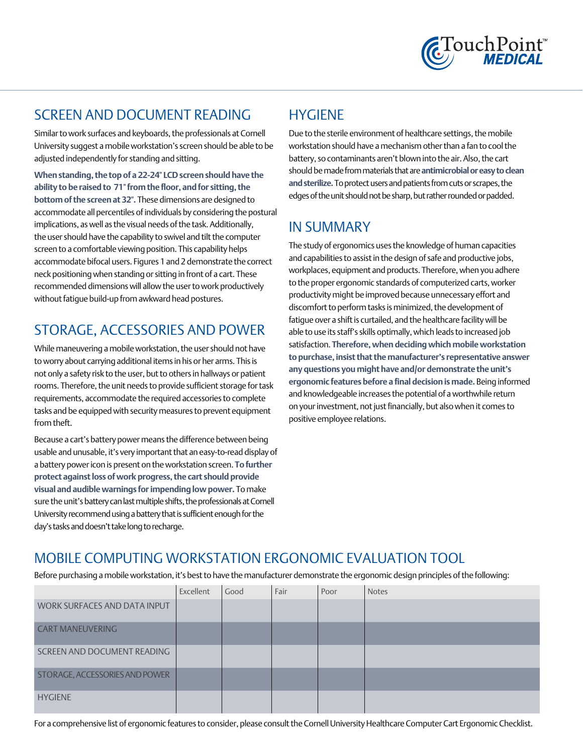## SCREEN AND DOCUMENT READING

Similar to work surfaces and keyboards, the professionals at Cornell University suggest a mobile workstation's screen should be able to be adjusted independently for standing and sitting.

**When standing, the top of a 22-24" LCD screen should have the ability to be raised to 71" from the floor, and for sitting, the bottom of the screen at 32".** These dimensions are designed to accommodate all percentiles of individuals by considering the postural implications, as well as the visual needs of the task. Additionally, the user should have the capability to swivel and tilt the computer screen to a comfortable viewing position. This capability helps accommodate bifocal users. Figures 1 and 2 demonstrate the correct neck positioning when standing or sitting in front of a cart. These recommended dimensions will allow the user to work productively without fatigue build-up from awkward head postures.

## STORAGE, ACCESSORIES AND POWER

While maneuvering a mobile workstation, the user should not have to worry about carrying additional items in his or her arms. This is not only a safety risk to the user, but to others in hallways or patient rooms. Therefore, the unit needs to provide sufficient storage for task requirements, accommodate the required accessories to complete tasks and be equipped with security measures to prevent equipment from theft.

Because a cart's battery power means the difference between being usable and unusable, it's very important that an easy-to-read display of a battery power icon is present on the workstation screen. **To further protect against loss of work progress, the cart should provide visual and audible warnings for impending low power.** To make sure the unit's battery can last multiple shifts, the professionals at Cornell University recommend using a battery that is sufficient enough for the day's tasks and doesn't take long to recharge.

## HYGIENE

Due to the sterile environment of healthcare settings, the mobile workstation should have a mechanism other than a fan to cool the battery, so contaminants aren't blown into the air. Also, the cart should be made from materials that are **antimicrobial or easy to clean and sterilize.** To protect users and patients from cuts or scrapes, the edges of the unit should not be sharp, but rather rounded or padded.

## IN SUMMARY

The study of ergonomics uses the knowledge of human capacities and capabilities to assist in the design of safe and productive jobs, workplaces, equipment and products. Therefore, when you adhere to the proper ergonomic standards of computerized carts, worker productivity might be improved because unnecessary effort and discomfort to perform tasks is minimized, the development of fatigue over a shift is curtailed, and the healthcare facility will be able to use its staff's skills optimally, which leads to increased job satisfaction. **Therefore, when deciding which mobile workstation to purchase, insist that the manufacturer's representative answer any questions you might have and/or demonstrate the unit's ergonomic features before a final decision is made.** Being informed and knowledgeable increases the potential of a worthwhile return on your investment, not just financially, but also when it comes to positive employee relations.

## MOBILE COMPUTING WORKSTATION ERGONOMIC EVALUATION TOOL

Before purchasing a mobile workstation, it's best to have the manufacturer demonstrate the ergonomic design principles of the following:

| | Excellent | Good | Fair | Poor | Notes |
|---|---|---|---|---|---|
| WORK SURFACES AND DATA INPUT | | | | | |
| CART MANEUVERING | | | | | |
| SCREEN AND DOCUMENT READING | | | | | |
| STORAGE, ACCESSORIES AND POWER | | | | | |
| HYGIENE | | | | | |

For a comprehensive list of ergonomic features to consider, please consult the Cornell University Healthcare Computer Cart Ergonomic Checklist.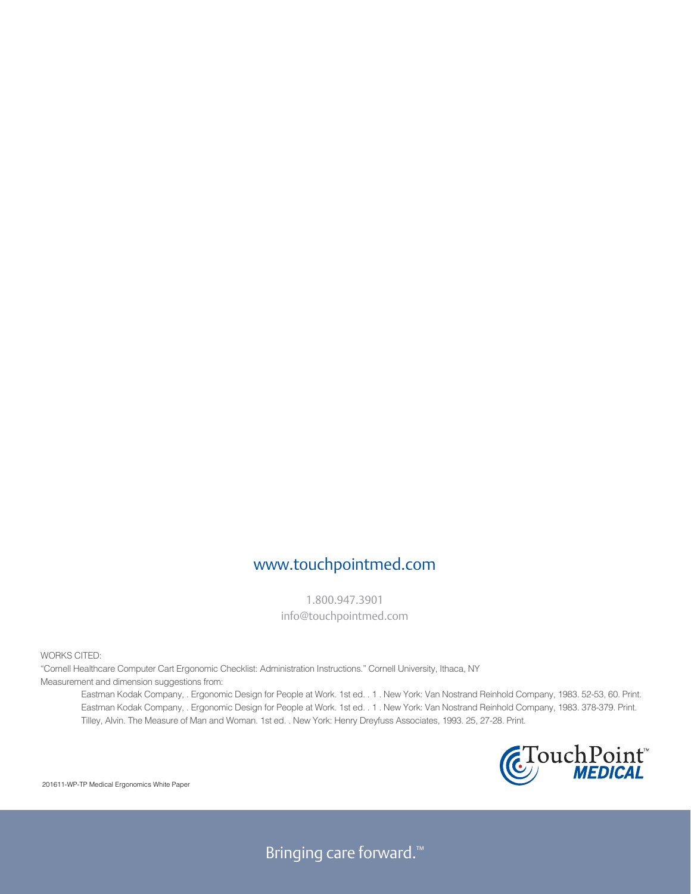www.touchpointmed.com

1.800.947.3901
info@touchpointmed.com

WORKS CITED:

"Cornell Healthcare Computer Cart Ergonomic Checklist: Administration Instructions." Cornell University, Ithaca, NY

Measurement and dimension suggestions from:

Eastman Kodak Company, . Ergonomic Design for People at Work. 1st ed. . 1 . New York: Van Nostrand Reinhold Company, 1983. 52-53, 60. Print.

Eastman Kodak Company, . Ergonomic Design for People at Work. 1st ed. . 1 . New York: Van Nostrand Reinhold Company, 1983. 378-379. Print.

Tilley, Alvin. The Measure of Man and Woman. 1st ed. . New York: Henry Dreyfuss Associates, 1993. 25, 27-28. Print.

TouchPoint™ MEDICAL

201611-WP-TP Medical Ergonomics White Paper

Bringing care forward.™